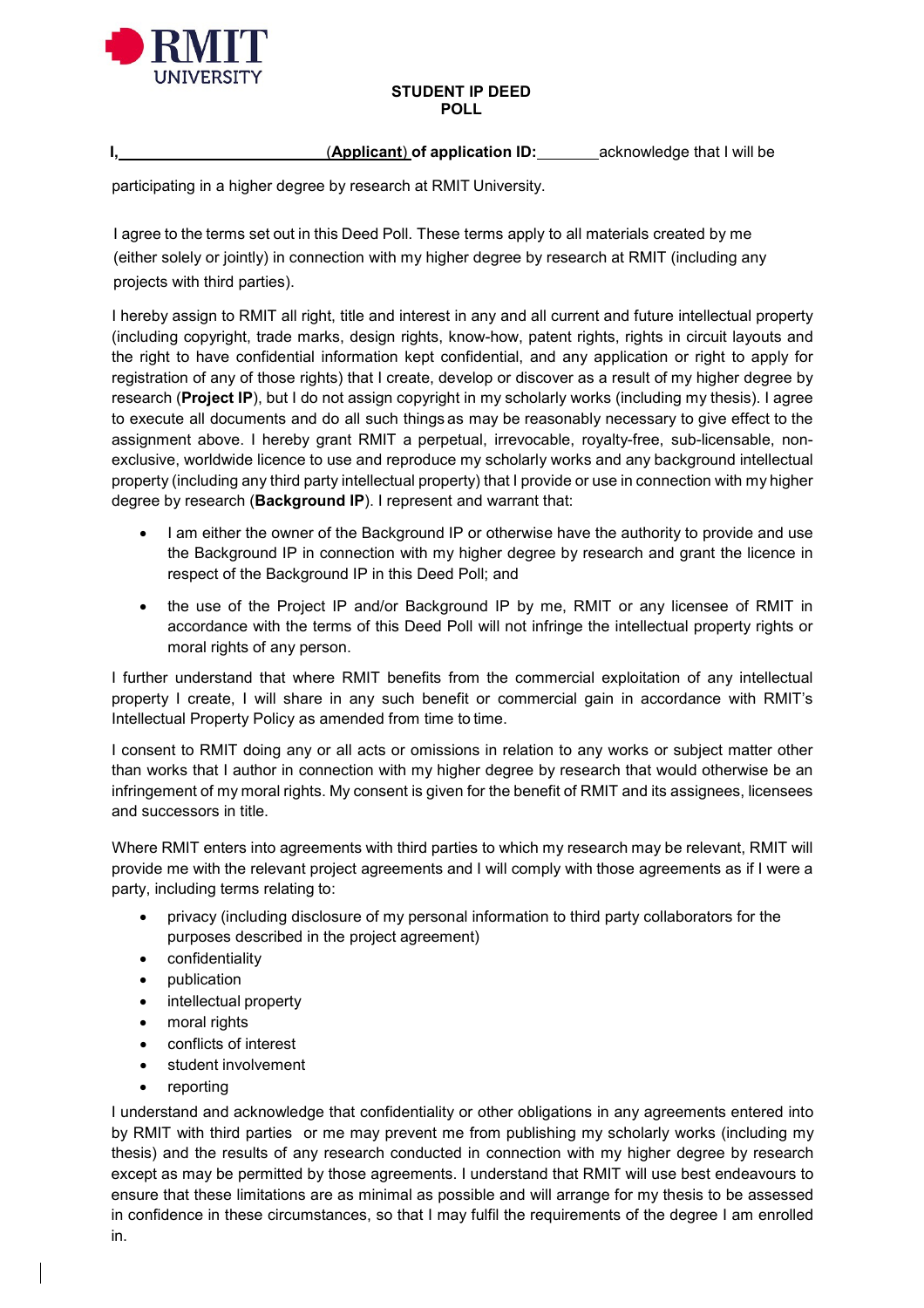# STUDENT IP DEED POLL

**I, ________________________ (Applicant) of application ID: ________** acknowledge that I will be participating in a higher degree by research at RMIT University.

I agree to the terms set out in this Deed Poll. These terms apply to all materials created by me (either solely or jointly) in connection with my higher degree by research at RMIT (including any projects with third parties).

I hereby assign to RMIT all right, title and interest in any and all current and future intellectual property (including copyright, trade marks, design rights, know-how, patent rights, rights in circuit layouts and the right to have confidential information kept confidential, and any application or right to apply for registration of any of those rights) that I create, develop or discover as a result of my higher degree by research (**Project IP**), but I do not assign copyright in my scholarly works (including my thesis). I agree to execute all documents and do all such things as may be reasonably necessary to give effect to the assignment above. I hereby grant RMIT a perpetual, irrevocable, royalty-free, sub-licensable, non-exclusive, worldwide licence to use and reproduce my scholarly works and any background intellectual property (including any third party intellectual property) that I provide or use in connection with my higher degree by research (**Background IP**). I represent and warrant that:

- I am either the owner of the Background IP or otherwise have the authority to provide and use the Background IP in connection with my higher degree by research and grant the licence in respect of the Background IP in this Deed Poll; and
- the use of the Project IP and/or Background IP by me, RMIT or any licensee of RMIT in accordance with the terms of this Deed Poll will not infringe the intellectual property rights or moral rights of any person.

I further understand that where RMIT benefits from the commercial exploitation of any intellectual property I create, I will share in any such benefit or commercial gain in accordance with RMIT's Intellectual Property Policy as amended from time to time.

I consent to RMIT doing any or all acts or omissions in relation to any works or subject matter other than works that I author in connection with my higher degree by research that would otherwise be an infringement of my moral rights. My consent is given for the benefit of RMIT and its assignees, licensees and successors in title.

Where RMIT enters into agreements with third parties to which my research may be relevant, RMIT will provide me with the relevant project agreements and I will comply with those agreements as if I were a party, including terms relating to:

- privacy (including disclosure of my personal information to third party collaborators for the purposes described in the project agreement)
- confidentiality
- publication
- intellectual property
- moral rights
- conflicts of interest
- student involvement
- reporting

I understand and acknowledge that confidentiality or other obligations in any agreements entered into by RMIT with third parties or me may prevent me from publishing my scholarly works (including my thesis) and the results of any research conducted in connection with my higher degree by research except as may be permitted by those agreements. I understand that RMIT will use best endeavours to ensure that these limitations are as minimal as possible and will arrange for my thesis to be assessed in confidence in these circumstances, so that I may fulfil the requirements of the degree I am enrolled in.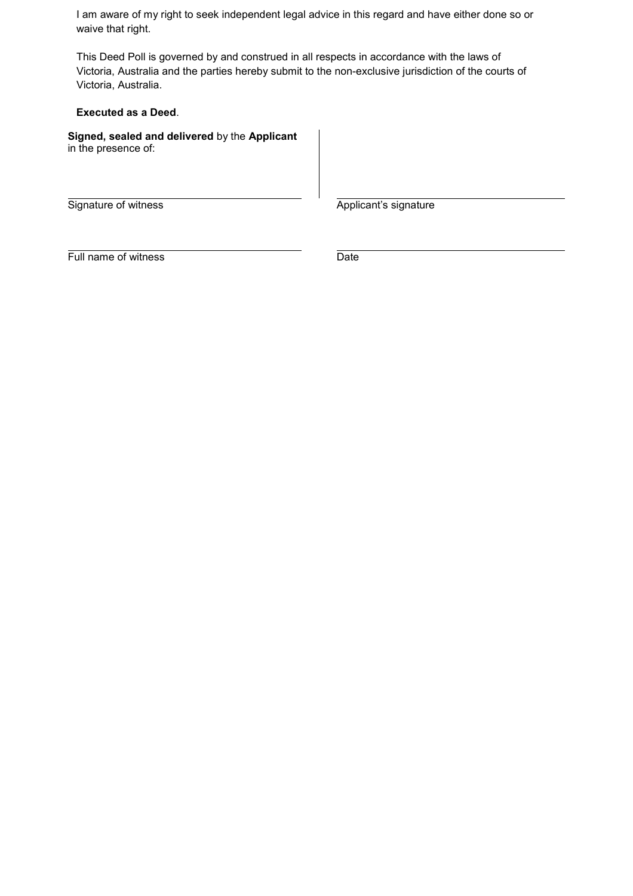I am aware of my right to seek independent legal advice in this regard and have either done so or waive that right.

This Deed Poll is governed by and construed in all respects in accordance with the laws of Victoria, Australia and the parties hereby submit to the non-exclusive jurisdiction of the courts of Victoria, Australia.

**Executed as a Deed**.

**Signed, sealed and delivered** by the **Applicant** in the presence of:

| | |
|---|---|
| Signature of witness | Applicant's signature |
| Full name of witness | Date |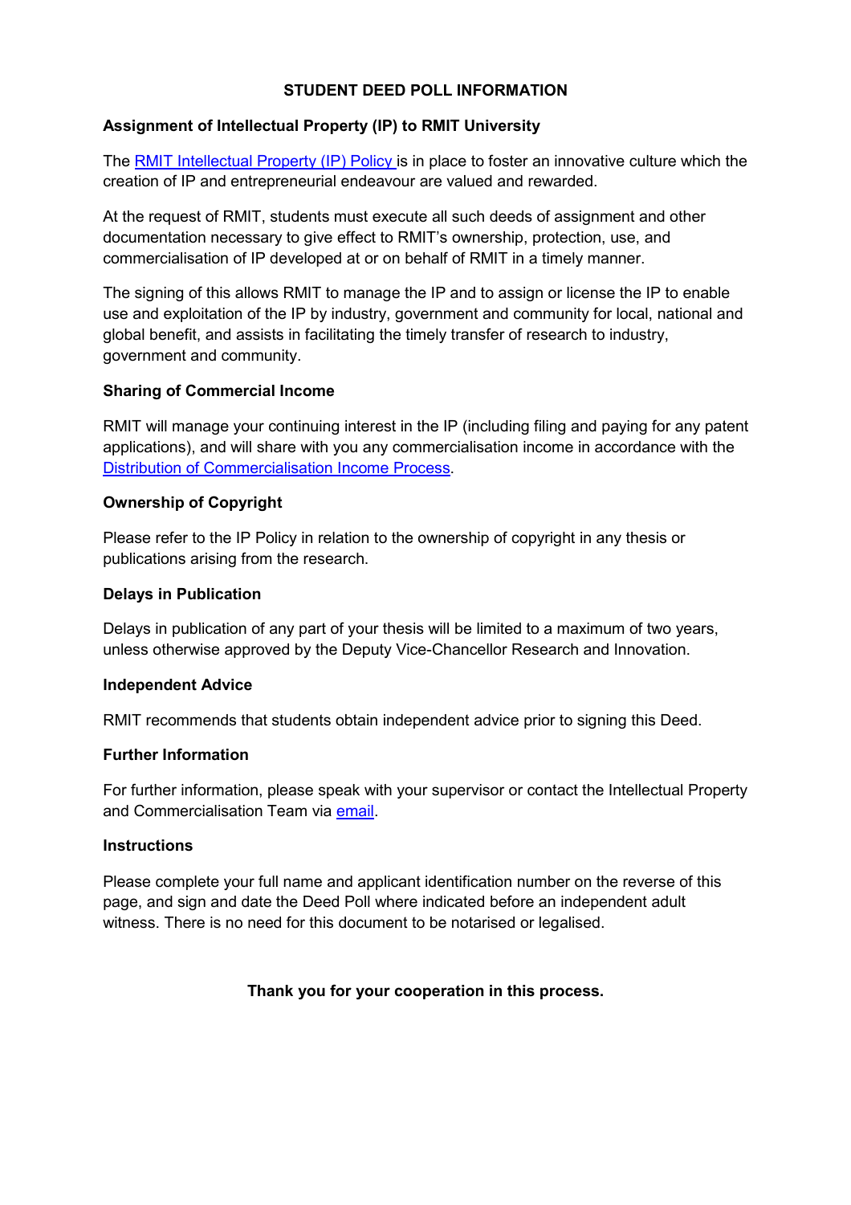# STUDENT DEED POLL INFORMATION

## Assignment of Intellectual Property (IP) to RMIT University

The [RMIT Intellectual Property (IP) Policy ]is in place to foster an innovative culture which the creation of IP and entrepreneurial endeavour are valued and rewarded.

At the request of RMIT, students must execute all such deeds of assignment and other documentation necessary to give effect to RMIT's ownership, protection, use, and commercialisation of IP developed at or on behalf of RMIT in a timely manner.

The signing of this allows RMIT to manage the IP and to assign or license the IP to enable use and exploitation of the IP by industry, government and community for local, national and global benefit, and assists in facilitating the timely transfer of research to industry, government and community.

## Sharing of Commercial Income

RMIT will manage your continuing interest in the IP (including filing and paying for any patent applications), and will share with you any commercialisation income in accordance with the [Distribution of Commercialisation Income Process].

## Ownership of Copyright

Please refer to the IP Policy in relation to the ownership of copyright in any thesis or publications arising from the research.

## Delays in Publication

Delays in publication of any part of your thesis will be limited to a maximum of two years, unless otherwise approved by the Deputy Vice-Chancellor Research and Innovation.

## Independent Advice

RMIT recommends that students obtain independent advice prior to signing this Deed.

## Further Information

For further information, please speak with your supervisor or contact the Intellectual Property and Commercialisation Team via [email].

## Instructions

Please complete your full name and applicant identification number on the reverse of this page, and sign and date the Deed Poll where indicated before an independent adult witness. There is no need for this document to be notarised or legalised.

**Thank you for your cooperation in this process.**